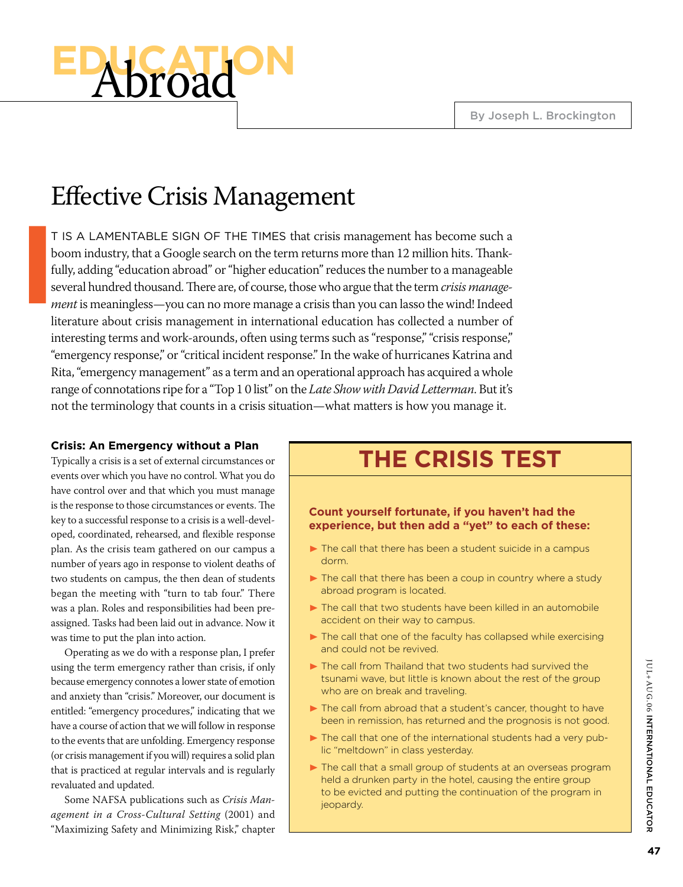# EDUCATION Abroad

By Joseph L. Brockington

## Effective Crisis Management

T IS A LAMENTABLE SIGN OF THE TIMES that crisis management has become such a boom industry, that a Google search on the term returns more than 12 million hits. Thankfully, adding "education abroad" or "higher education" reduces the number to a manageable several hundred thousand. There are, of course, those who argue that the term *crisis management* is meaningless—you can no more manage a crisis than you can lasso the wind! Indeed literature about crisis management in international education has collected a number of interesting terms and work-arounds, often using terms such as "response," "crisis response," "emergency response," or "critical incident response." In the wake of hurricanes Katrina and Rita, "emergency management" as a term and an operational approach has acquired a whole range of connotations ripe for a "Top 1 0 list" on the *Late Show with David Letterman*. But it's not the terminology that counts in a crisis situation—what matters is how you manage it.

### Crisis: An Emergency without a Plan

Typically a crisis is a set of external circumstances or events over which you have no control. What you do have control over and that which you must manage is the response to those circumstances or events. The key to a successful response to a crisis is a well-developed, coordinated, rehearsed, and flexible response plan. As the crisis team gathered on our campus a number of years ago in response to violent deaths of two students on campus, the then dean of students began the meeting with "turn to tab four." There was a plan. Roles and responsibilities had been preassigned. Tasks had been laid out in advance. Now it was time to put the plan into action.

Operating as we do with a response plan, I prefer using the term emergency rather than crisis, if only because emergency connotes a lower state of emotion and anxiety than "crisis." Moreover, our document is entitled: "emergency procedures," indicating that we have a course of action that we will follow in response to the events that are unfolding. Emergency response (or crisis management if you will) requires a solid plan that is practiced at regular intervals and is regularly revaluated and updated.

Some NAFSA publications such as *Crisis Management in a Cross-Cultural Setting* (2001) and "Maximizing Safety and Minimizing Risk," chapter

### THE CRISIS TEST

**Count yourself fortunate, if you haven't had the experience, but then add a "yet" to each of these:**

- The call that there has been a student suicide in a campus dorm.
- The call that there has been a coup in country where a study abroad program is located.
- The call that two students have been killed in an automobile accident on their way to campus.
- The call that one of the faculty has collapsed while exercising and could not be revived.
- The call from Thailand that two students had survived the tsunami wave, but little is known about the rest of the group who are on break and traveling.
- The call from abroad that a student's cancer, thought to have been in remission, has returned and the prognosis is not good.
- The call that one of the international students had a very public "meltdown" in class yesterday.
- The call that a small group of students at an overseas program held a drunken party in the hotel, causing the entire group to be evicted and putting the continuation of the program in jeopardy.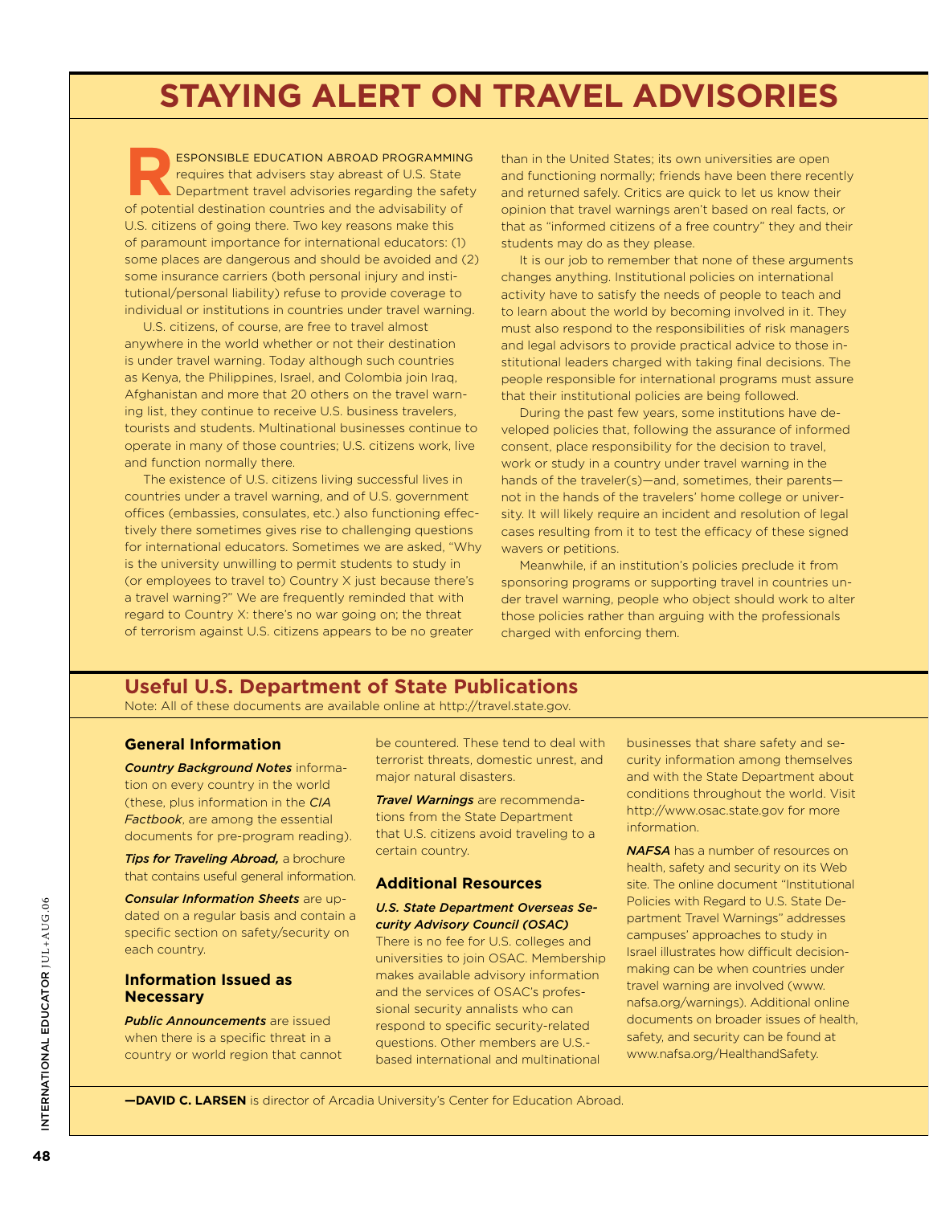# STAYING ALERT ON TRAVEL ADVISORIES

RESPONSIBLE EDUCATION ABROAD PROGRAMMING requires that advisers stay abreast of U.S. State Department travel advisories regarding the safety of potential destination countries and the advisability of U.S. citizens of going there. Two key reasons make this of paramount importance for international educators: (1) some places are dangerous and should be avoided and (2) some insurance carriers (both personal injury and institutional/personal liability) refuse to provide coverage to individual or institutions in countries under travel warning.

U.S. citizens, of course, are free to travel almost anywhere in the world whether or not their destination is under travel warning. Today although such countries as Kenya, the Philippines, Israel, and Colombia join Iraq, Afghanistan and more that 20 others on the travel warning list, they continue to receive U.S. business travelers, tourists and students. Multinational businesses continue to operate in many of those countries; U.S. citizens work, live and function normally there.

The existence of U.S. citizens living successful lives in countries under a travel warning, and of U.S. government offices (embassies, consulates, etc.) also functioning effectively there sometimes gives rise to challenging questions for international educators. Sometimes we are asked, "Why is the university unwilling to permit students to study in (or employees to travel to) Country X just because there's a travel warning?" We are frequently reminded that with regard to Country X: there's no war going on; the threat of terrorism against U.S. citizens appears to be no greater than in the United States; its own universities are open and functioning normally; friends have been there recently and returned safely. Critics are quick to let us know their opinion that travel warnings aren't based on real facts, or that as "informed citizens of a free country" they and their students may do as they please.

It is our job to remember that none of these arguments changes anything. Institutional policies on international activity have to satisfy the needs of people to teach and to learn about the world by becoming involved in it. They must also respond to the responsibilities of risk managers and legal advisors to provide practical advice to those institutional leaders charged with taking final decisions. The people responsible for international programs must assure that their institutional policies are being followed.

During the past few years, some institutions have developed policies that, following the assurance of informed consent, place responsibility for the decision to travel, work or study in a country under travel warning in the hands of the traveler(s)—and, sometimes, their parents—not in the hands of the travelers' home college or university. It will likely require an incident and resolution of legal cases resulting from it to test the efficacy of these signed wavers or petitions.

Meanwhile, if an institution's policies preclude it from sponsoring programs or supporting travel in countries under travel warning, people who object should work to alter those policies rather than arguing with the professionals charged with enforcing them.

## Useful U.S. Department of State Publications

Note: All of these documents are available online at http://travel.state.gov.

### General Information

***Country Background Notes*** information on every country in the world (these, plus information in the *CIA Factbook*, are among the essential documents for pre-program reading).

***Tips for Traveling Abroad,*** a brochure that contains useful general information.

***Consular Information Sheets*** are updated on a regular basis and contain a specific section on safety/security on each country.

### Information Issued as Necessary

***Public Announcements*** are issued when there is a specific threat in a country or world region that cannot be countered. These tend to deal with terrorist threats, domestic unrest, and major natural disasters.

***Travel Warnings*** are recommendations from the State Department that U.S. citizens avoid traveling to a certain country.

### Additional Resources

***U.S. State Department Overseas Security Advisory Council (OSAC)***
There is no fee for U.S. colleges and universities to join OSAC. Membership makes available advisory information and the services of OSAC's professional security annalists who can respond to specific security-related questions. Other members are U.S.-based international and multinational businesses that share safety and security information among themselves and with the State Department about conditions throughout the world. Visit http://www.osac.state.gov for more information.

***NAFSA*** has a number of resources on health, safety and security on its Web site. The online document "Institutional Policies with Regard to U.S. State Department Travel Warnings" addresses campuses' approaches to study in Israel illustrates how difficult decision-making can be when countries under travel warning are involved (www.nafsa.org/warnings). Additional online documents on broader issues of health, safety, and security can be found at www.nafsa.org/HealthandSafety.

**—DAVID C. LARSEN** is director of Arcadia University's Center for Education Abroad.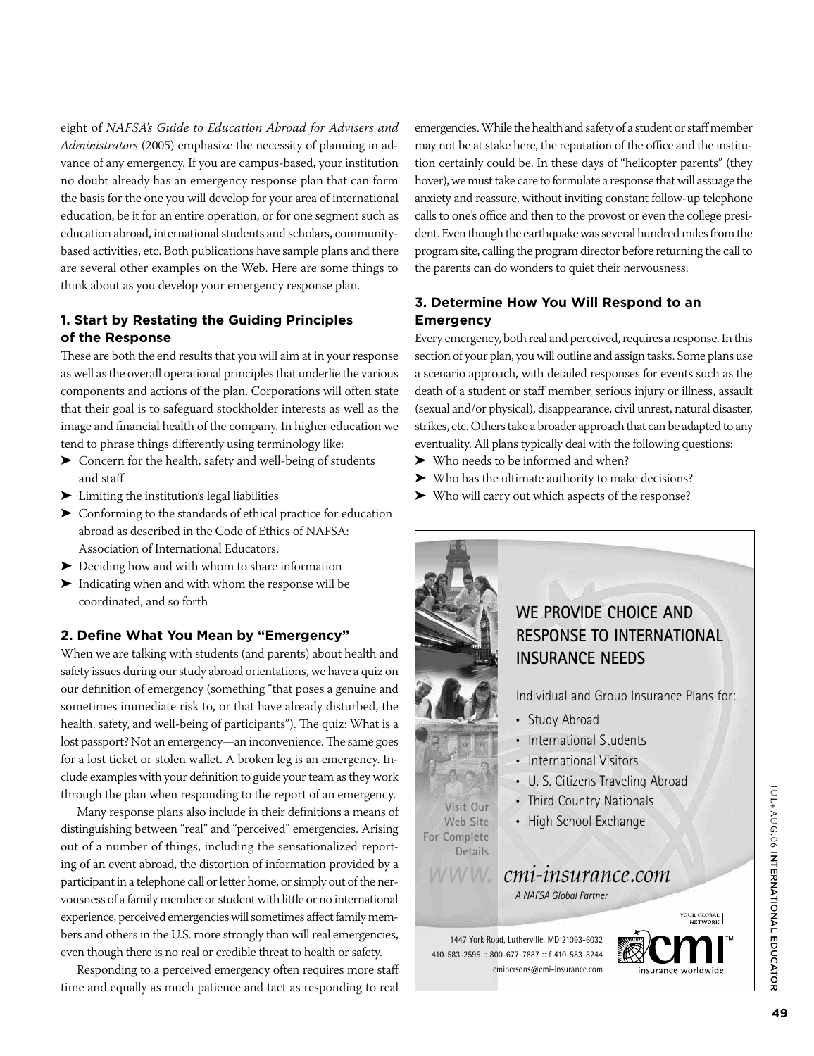eight of *NAFSA's Guide to Education Abroad for Advisers and Administrators* (2005) emphasize the necessity of planning in advance of any emergency. If you are campus-based, your institution no doubt already has an emergency response plan that can form the basis for the one you will develop for your area of international education, be it for an entire operation, or for one segment such as education abroad, international students and scholars, community-based activities, etc. Both publications have sample plans and there are several other examples on the Web. Here are some things to think about as you develop your emergency response plan.

### 1. Start by Restating the Guiding Principles of the Response

These are both the end results that you will aim at in your response as well as the overall operational principles that underlie the various components and actions of the plan. Corporations will often state that their goal is to safeguard stockholder interests as well as the image and financial health of the company. In higher education we tend to phrase things differently using terminology like:

- Concern for the health, safety and well-being of students and staff
- Limiting the institution's legal liabilities
- Conforming to the standards of ethical practice for education abroad as described in the Code of Ethics of NAFSA: Association of International Educators.
- Deciding how and with whom to share information
- Indicating when and with whom the response will be coordinated, and so forth

### 2. Define What You Mean by "Emergency"

When we are talking with students (and parents) about health and safety issues during our study abroad orientations, we have a quiz on our definition of emergency (something "that poses a genuine and sometimes immediate risk to, or that have already disturbed, the health, safety, and well-being of participants"). The quiz: What is a lost passport? Not an emergency—an inconvenience. The same goes for a lost ticket or stolen wallet. A broken leg is an emergency. Include examples with your definition to guide your team as they work through the plan when responding to the report of an emergency.

Many response plans also include in their definitions a means of distinguishing between "real" and "perceived" emergencies. Arising out of a number of things, including the sensationalized reporting of an event abroad, the distortion of information provided by a participant in a telephone call or letter home, or simply out of the nervousness of a family member or student with little or no international experience, perceived emergencies will sometimes affect family members and others in the U.S. more strongly than will real emergencies, even though there is no real or credible threat to health or safety.

Responding to a perceived emergency often requires more staff time and equally as much patience and tact as responding to real emergencies. While the health and safety of a student or staff member may not be at stake here, the reputation of the office and the institution certainly could be. In these days of "helicopter parents" (they hover), we must take care to formulate a response that will assuage the anxiety and reassure, without inviting constant follow-up telephone calls to one's office and then to the provost or even the college president. Even though the earthquake was several hundred miles from the program site, calling the program director before returning the call to the parents can do wonders to quiet their nervousness.

### 3. Determine How You Will Respond to an Emergency

Every emergency, both real and perceived, requires a response. In this section of your plan, you will outline and assign tasks. Some plans use a scenario approach, with detailed responses for events such as the death of a student or staff member, serious injury or illness, assault (sexual and/or physical), disappearance, civil unrest, natural disaster, strikes, etc. Others take a broader approach that can be adapted to any eventuality. All plans typically deal with the following questions:

- Who needs to be informed and when?
- Who has the ultimate authority to make decisions?
- Who will carry out which aspects of the response?

WE PROVIDE CHOICE AND RESPONSE TO INTERNATIONAL INSURANCE NEEDS

Individual and Group Insurance Plans for:

- Study Abroad
- International Students
- International Visitors
- U. S. Citizens Traveling Abroad
- Third Country Nationals
- High School Exchange

Visit Our Web Site For Complete Details

www.cmi-insurance.com

*A NAFSA Global Partner*

1447 York Road, Lutherville, MD 21093-6032
410-583-2595 :: 800-677-7887 :: f 410-583-8244
cmipersons@cmi-insurance.com

YOUR GLOBAL NETWORK

cmi™ insurance worldwide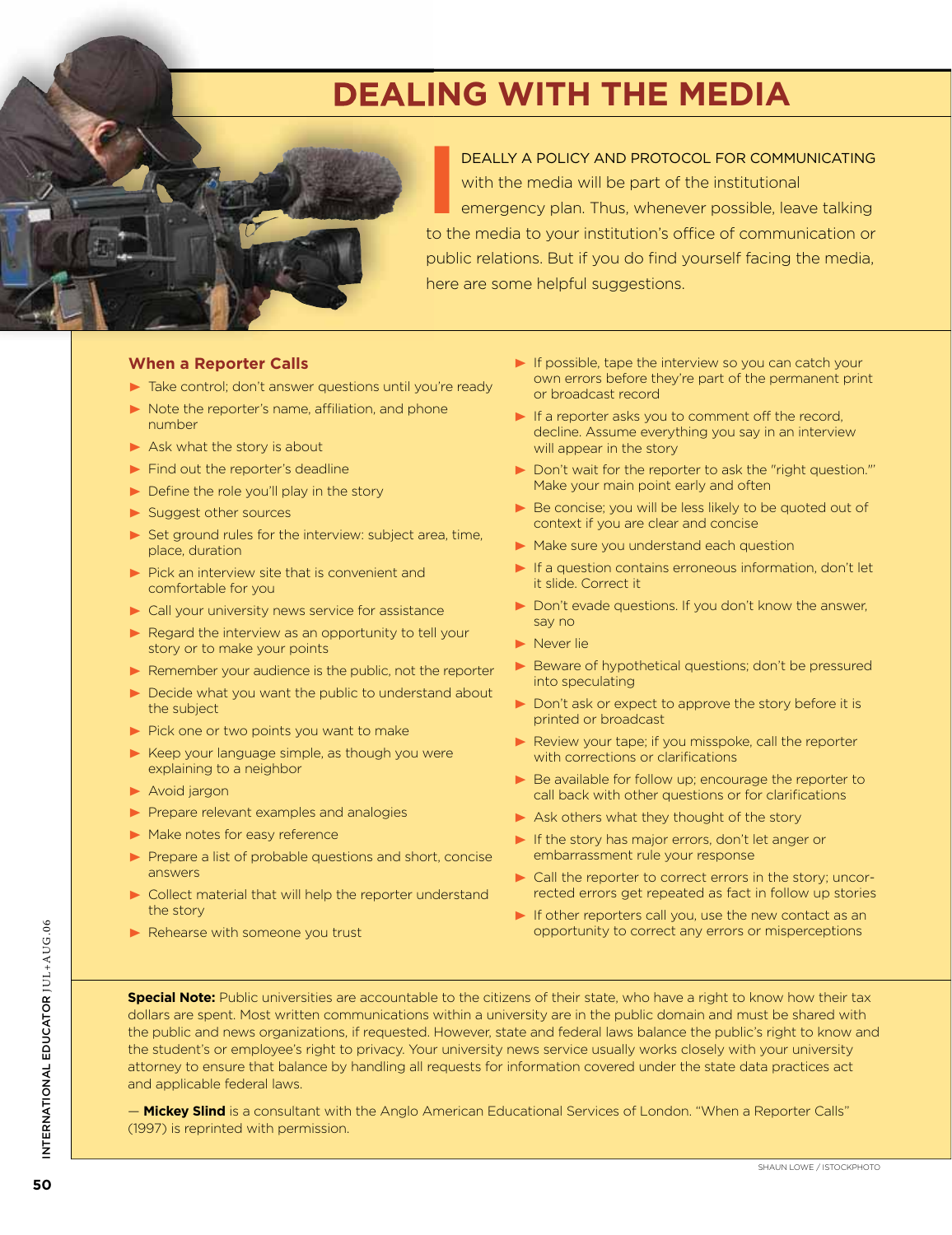# DEALING WITH THE MEDIA

IDEALLY A POLICY AND PROTOCOL FOR COMMUNICATING with the media will be part of the institutional emergency plan. Thus, whenever possible, leave talking to the media to your institution's office of communication or public relations. But if you do find yourself facing the media, here are some helpful suggestions.

## When a Reporter Calls

- Take control; don't answer questions until you're ready
- Note the reporter's name, affiliation, and phone number
- Ask what the story is about
- Find out the reporter's deadline
- Define the role you'll play in the story
- Suggest other sources
- Set ground rules for the interview: subject area, time, place, duration
- Pick an interview site that is convenient and comfortable for you
- Call your university news service for assistance
- Regard the interview as an opportunity to tell your story or to make your points
- Remember your audience is the public, not the reporter
- Decide what you want the public to understand about the subject
- Pick one or two points you want to make
- Keep your language simple, as though you were explaining to a neighbor
- Avoid jargon
- Prepare relevant examples and analogies
- Make notes for easy reference
- Prepare a list of probable questions and short, concise answers
- Collect material that will help the reporter understand the story
- Rehearse with someone you trust
- If possible, tape the interview so you can catch your own errors before they're part of the permanent print or broadcast record
- If a reporter asks you to comment off the record, decline. Assume everything you say in an interview will appear in the story
- Don't wait for the reporter to ask the "right question."' Make your main point early and often
- Be concise; you will be less likely to be quoted out of context if you are clear and concise
- Make sure you understand each question
- If a question contains erroneous information, don't let it slide. Correct it
- Don't evade questions. If you don't know the answer, say no
- Never lie
- Beware of hypothetical questions; don't be pressured into speculating
- Don't ask or expect to approve the story before it is printed or broadcast
- Review your tape; if you misspoke, call the reporter with corrections or clarifications
- Be available for follow up; encourage the reporter to call back with other questions or for clarifications
- Ask others what they thought of the story
- If the story has major errors, don't let anger or embarrassment rule your response
- Call the reporter to correct errors in the story; uncorrected errors get repeated as fact in follow up stories
- If other reporters call you, use the new contact as an opportunity to correct any errors or misperceptions

**Special Note:** Public universities are accountable to the citizens of their state, who have a right to know how their tax dollars are spent. Most written communications within a university are in the public domain and must be shared with the public and news organizations, if requested. However, state and federal laws balance the public's right to know and the student's or employee's right to privacy. Your university news service usually works closely with your university attorney to ensure that balance by handling all requests for information covered under the state data practices act and applicable federal laws.

— **Mickey Slind** is a consultant with the Anglo American Educational Services of London. "When a Reporter Calls" (1997) is reprinted with permission.

SHAUN LOWE / ISTOCKPHOTO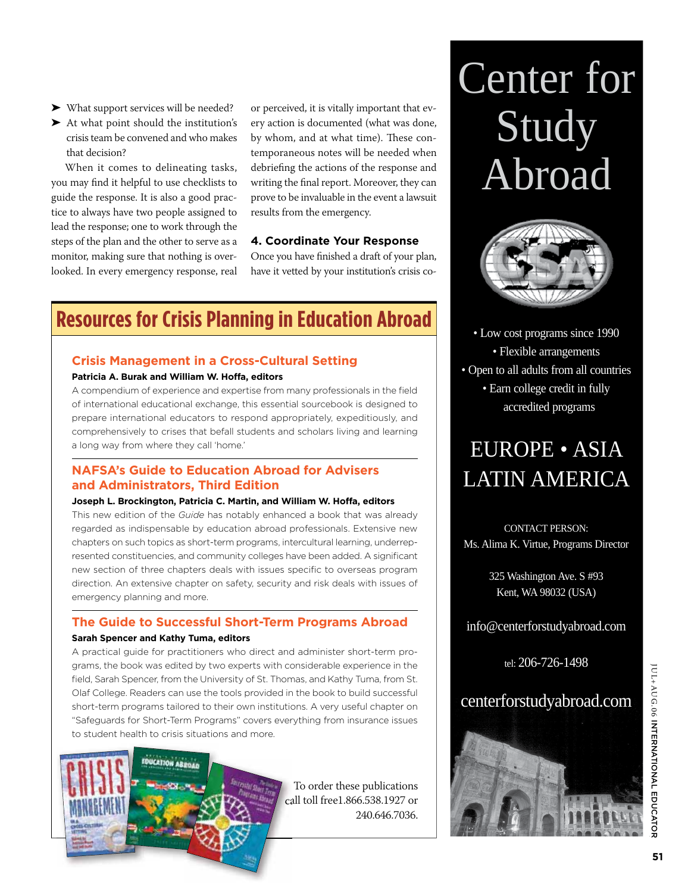- What support services will be needed?
- At what point should the institution's crisis team be convened and who makes that decision?

When it comes to delineating tasks, you may find it helpful to use checklists to guide the response. It is also a good practice to always have two people assigned to lead the response; one to work through the steps of the plan and the other to serve as a monitor, making sure that nothing is overlooked. In every emergency response, real or perceived, it is vitally important that every action is documented (what was done, by whom, and at what time). These contemporaneous notes will be needed when debriefing the actions of the response and writing the final report. Moreover, they can prove to be invaluable in the event a lawsuit results from the emergency.

### 4. Coordinate Your Response

Once you have finished a draft of your plan, have it vetted by your institution's crisis co-

## Resources for Crisis Planning in Education Abroad

### Crisis Management in a Cross-Cultural Setting

**Patricia A. Burak and William W. Hoffa, editors**

A compendium of experience and expertise from many professionals in the field of international educational exchange, this essential sourcebook is designed to prepare international educators to respond appropriately, expeditiously, and comprehensively to crises that befall students and scholars living and learning a long way from where they call 'home.'

### NAFSA's Guide to Education Abroad for Advisers and Administrators, Third Edition

**Joseph L. Brockington, Patricia C. Martin, and William W. Hoffa, editors**

This new edition of the *Guide* has notably enhanced a book that was already regarded as indispensable by education abroad professionals. Extensive new chapters on such topics as short-term programs, intercultural learning, underrepresented constituencies, and community colleges have been added. A significant new section of three chapters deals with issues specific to overseas program direction. An extensive chapter on safety, security and risk deals with issues of emergency planning and more.

### The Guide to Successful Short-Term Programs Abroad

**Sarah Spencer and Kathy Tuma, editors**

A practical guide for practitioners who direct and administer short-term programs, the book was edited by two experts with considerable experience in the field, Sarah Spencer, from the University of St. Thomas, and Kathy Tuma, from St. Olaf College. Readers can use the tools provided in the book to build successful short-term programs tailored to their own institutions. A very useful chapter on "Safeguards for Short-Term Programs" covers everything from insurance issues to student health to crisis situations and more.

To order these publications call toll free1.866.538.1927 or 240.646.7036.

# Center for Study Abroad

- Low cost programs since 1990
- Flexible arrangements
- Open to all adults from all countries
- Earn college credit in fully accredited programs

EUROPE • ASIA LATIN AMERICA

CONTACT PERSON:
Ms. Alima K. Virtue, Programs Director

325 Washington Ave. S #93
Kent, WA 98032 (USA)

info@centerforstudyabroad.com

tel: 206-726-1498

centerforstudyabroad.com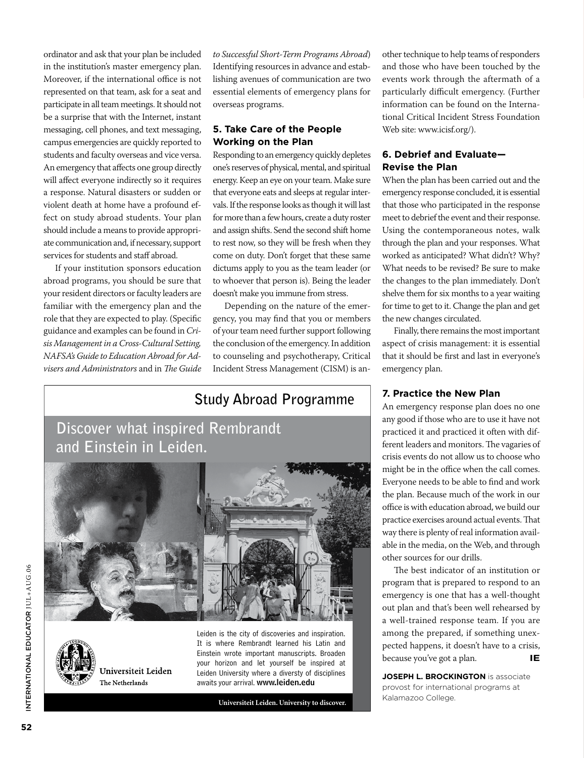ordinator and ask that your plan be included in the institution's master emergency plan. Moreover, if the international office is not represented on that team, ask for a seat and participate in all team meetings. It should not be a surprise that with the Internet, instant messaging, cell phones, and text messaging, campus emergencies are quickly reported to students and faculty overseas and vice versa. An emergency that affects one group directly will affect everyone indirectly so it requires a response. Natural disasters or sudden or violent death at home have a profound effect on study abroad students. Your plan should include a means to provide appropriate communication and, if necessary, support services for students and staff abroad.

If your institution sponsors education abroad programs, you should be sure that your resident directors or faculty leaders are familiar with the emergency plan and the role that they are expected to play. (Specific guidance and examples can be found in *Crisis Management in a Cross-Cultural Setting, NAFSA's Guide to Education Abroad for Advisers and Administrators* and in *The Guide to Successful Short-Term Programs Abroad*) Identifying resources in advance and establishing avenues of communication are two essential elements of emergency plans for overseas programs.

### 5. Take Care of the People Working on the Plan

Responding to an emergency quickly depletes one's reserves of physical, mental, and spiritual energy. Keep an eye on your team. Make sure that everyone eats and sleeps at regular intervals. If the response looks as though it will last for more than a few hours, create a duty roster and assign shifts. Send the second shift home to rest now, so they will be fresh when they come on duty. Don't forget that these same dictums apply to you as the team leader (or to whoever that person is). Being the leader doesn't make you immune from stress.

Depending on the nature of the emergency, you may find that you or members of your team need further support following the conclusion of the emergency. In addition to counseling and psychotherapy, Critical Incident Stress Management (CISM) is another technique to help teams of responders and those who have been touched by the events work through the aftermath of a particularly difficult emergency. (Further information can be found on the International Critical Incident Stress Foundation Web site: www.icisf.org/).

### 6. Debrief and Evaluate—Revise the Plan

When the plan has been carried out and the emergency response concluded, it is essential that those who participated in the response meet to debrief the event and their response. Using the contemporaneous notes, walk through the plan and your responses. What worked as anticipated? What didn't? Why? What needs to be revised? Be sure to make the changes to the plan immediately. Don't shelve them for six months to a year waiting for time to get to it. Change the plan and get the new changes circulated.

Finally, there remains the most important aspect of crisis management: it is essential that it should be first and last in everyone's emergency plan.

### 7. Practice the New Plan

An emergency response plan does no one any good if those who are to use it have not practiced it and practiced it often with different leaders and monitors. The vagaries of crisis events do not allow us to choose who might be in the office when the call comes. Everyone needs to be able to find and work the plan. Because much of the work in our office is with education abroad, we build our practice exercises around actual events. That way there is plenty of real information available in the media, on the Web, and through other sources for our drills.

The best indicator of an institution or program that is prepared to respond to an emergency is one that has a well-thought out plan and that's been well rehearsed by a well-trained response team. If you are among the prepared, if something unexpected happens, it doesn't have to a crisis, because you've got a plan. **IE**

**JOSEPH L. BROCKINGTON** is associate provost for international programs at Kalamazoo College.

Study Abroad Programme

Discover what inspired Rembrandt and Einstein in Leiden.

Leiden is the city of discoveries and inspiration. It is where Rembrandt learned his Latin and Einstein wrote important manuscripts. Broaden your horizon and let yourself be inspired at Leiden University where a diversty of disciplines awaits your arrival. **www.leiden.edu**

Universiteit Leiden
The Netherlands

**Universiteit Leiden. University to discover.**